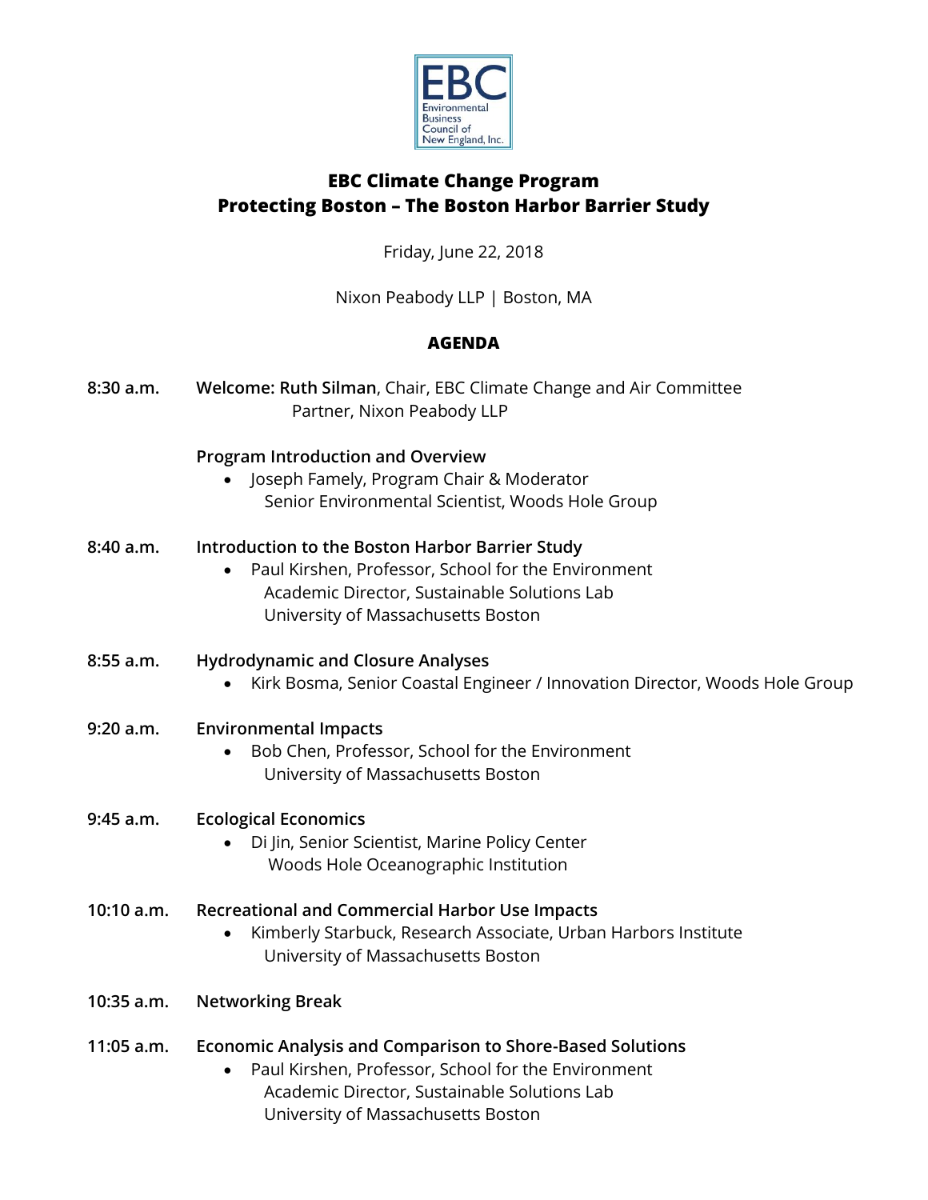EBC
Environmental Business Council of New England, Inc.

# EBC Climate Change Program
## Protecting Boston – The Boston Harbor Barrier Study

Friday, June 22, 2018

Nixon Peabody LLP | Boston, MA

**AGENDA**

**8:30 a.m.** **Welcome: Ruth Silman**, Chair, EBC Climate Change and Air Committee
Partner, Nixon Peabody LLP

**Program Introduction and Overview**

- Joseph Famely, Program Chair & Moderator
  Senior Environmental Scientist, Woods Hole Group

**8:40 a.m.** **Introduction to the Boston Harbor Barrier Study**

- Paul Kirshen, Professor, School for the Environment
  Academic Director, Sustainable Solutions Lab
  University of Massachusetts Boston

**8:55 a.m.** **Hydrodynamic and Closure Analyses**

- Kirk Bosma, Senior Coastal Engineer / Innovation Director, Woods Hole Group

**9:20 a.m.** **Environmental Impacts**

- Bob Chen, Professor, School for the Environment
  University of Massachusetts Boston

**9:45 a.m.** **Ecological Economics**

- Di Jin, Senior Scientist, Marine Policy Center
  Woods Hole Oceanographic Institution

**10:10 a.m.** **Recreational and Commercial Harbor Use Impacts**

- Kimberly Starbuck, Research Associate, Urban Harbors Institute
  University of Massachusetts Boston

**10:35 a.m.** **Networking Break**

**11:05 a.m.** **Economic Analysis and Comparison to Shore-Based Solutions**

- Paul Kirshen, Professor, School for the Environment
  Academic Director, Sustainable Solutions Lab
  University of Massachusetts Boston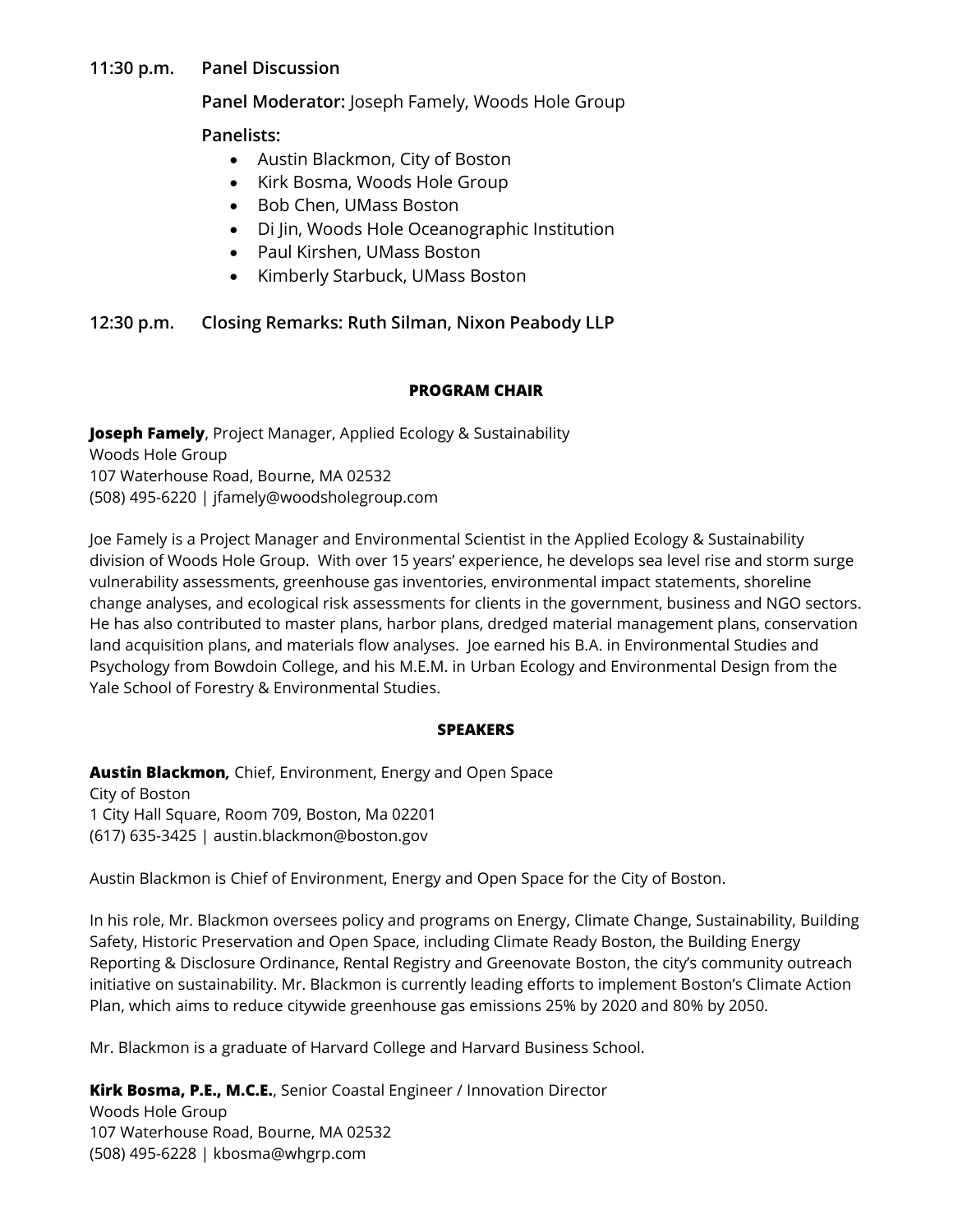**11:30 p.m.** **Panel Discussion**

**Panel Moderator:** Joseph Famely, Woods Hole Group

**Panelists:**

- Austin Blackmon, City of Boston
- Kirk Bosma, Woods Hole Group
- Bob Chen, UMass Boston
- Di Jin, Woods Hole Oceanographic Institution
- Paul Kirshen, UMass Boston
- Kimberly Starbuck, UMass Boston

**12:30 p.m.** **Closing Remarks: Ruth Silman, Nixon Peabody LLP**

## PROGRAM CHAIR

**Joseph Famely**, Project Manager, Applied Ecology & Sustainability
Woods Hole Group
107 Waterhouse Road, Bourne, MA 02532
(508) 495-6220 | jfamely@woodsholegroup.com

Joe Famely is a Project Manager and Environmental Scientist in the Applied Ecology & Sustainability division of Woods Hole Group. With over 15 years' experience, he develops sea level rise and storm surge vulnerability assessments, greenhouse gas inventories, environmental impact statements, shoreline change analyses, and ecological risk assessments for clients in the government, business and NGO sectors. He has also contributed to master plans, harbor plans, dredged material management plans, conservation land acquisition plans, and materials flow analyses. Joe earned his B.A. in Environmental Studies and Psychology from Bowdoin College, and his M.E.M. in Urban Ecology and Environmental Design from the Yale School of Forestry & Environmental Studies.

## SPEAKERS

**Austin Blackmon***,* Chief, Environment, Energy and Open Space
City of Boston
1 City Hall Square, Room 709, Boston, Ma 02201
(617) 635-3425 | austin.blackmon@boston.gov

Austin Blackmon is Chief of Environment, Energy and Open Space for the City of Boston.

In his role, Mr. Blackmon oversees policy and programs on Energy, Climate Change, Sustainability, Building Safety, Historic Preservation and Open Space, including Climate Ready Boston, the Building Energy Reporting & Disclosure Ordinance, Rental Registry and Greenovate Boston, the city's community outreach initiative on sustainability. Mr. Blackmon is currently leading efforts to implement Boston's Climate Action Plan, which aims to reduce citywide greenhouse gas emissions 25% by 2020 and 80% by 2050.

Mr. Blackmon is a graduate of Harvard College and Harvard Business School.

**Kirk Bosma, P.E., M.C.E.**, Senior Coastal Engineer / Innovation Director
Woods Hole Group
107 Waterhouse Road, Bourne, MA 02532
(508) 495-6228 | kbosma@whgrp.com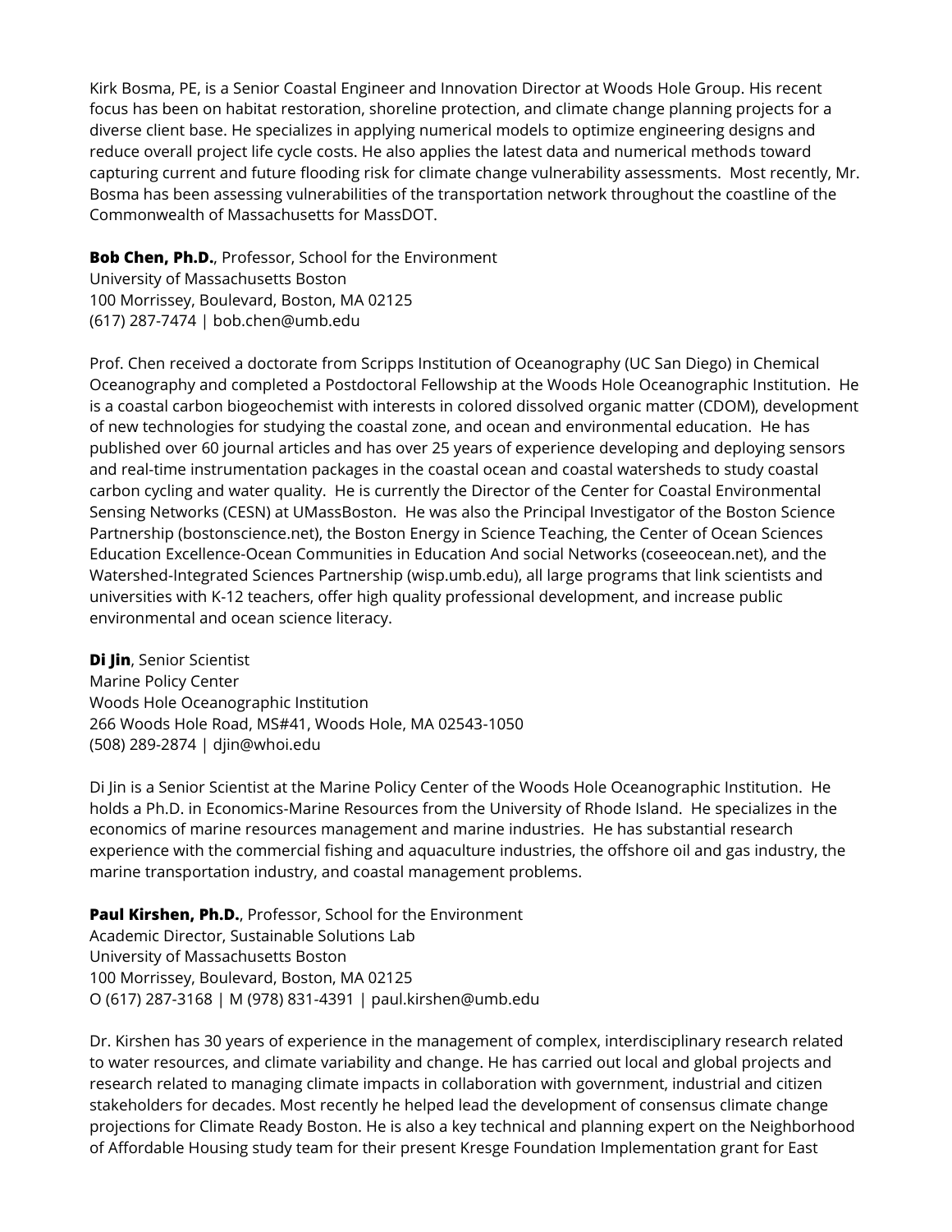Kirk Bosma, PE, is a Senior Coastal Engineer and Innovation Director at Woods Hole Group. His recent focus has been on habitat restoration, shoreline protection, and climate change planning projects for a diverse client base. He specializes in applying numerical models to optimize engineering designs and reduce overall project life cycle costs. He also applies the latest data and numerical methods toward capturing current and future flooding risk for climate change vulnerability assessments. Most recently, Mr. Bosma has been assessing vulnerabilities of the transportation network throughout the coastline of the Commonwealth of Massachusetts for MassDOT.

**Bob Chen, Ph.D.**, Professor, School for the Environment
University of Massachusetts Boston
100 Morrissey, Boulevard, Boston, MA 02125
(617) 287-7474 | bob.chen@umb.edu

Prof. Chen received a doctorate from Scripps Institution of Oceanography (UC San Diego) in Chemical Oceanography and completed a Postdoctoral Fellowship at the Woods Hole Oceanographic Institution. He is a coastal carbon biogeochemist with interests in colored dissolved organic matter (CDOM), development of new technologies for studying the coastal zone, and ocean and environmental education. He has published over 60 journal articles and has over 25 years of experience developing and deploying sensors and real-time instrumentation packages in the coastal ocean and coastal watersheds to study coastal carbon cycling and water quality. He is currently the Director of the Center for Coastal Environmental Sensing Networks (CESN) at UMassBoston. He was also the Principal Investigator of the Boston Science Partnership (bostonscience.net), the Boston Energy in Science Teaching, the Center of Ocean Sciences Education Excellence-Ocean Communities in Education And social Networks (coseeocean.net), and the Watershed-Integrated Sciences Partnership (wisp.umb.edu), all large programs that link scientists and universities with K-12 teachers, offer high quality professional development, and increase public environmental and ocean science literacy.

**Di Jin**, Senior Scientist
Marine Policy Center
Woods Hole Oceanographic Institution
266 Woods Hole Road, MS#41, Woods Hole, MA 02543-1050
(508) 289-2874 | djin@whoi.edu

Di Jin is a Senior Scientist at the Marine Policy Center of the Woods Hole Oceanographic Institution. He holds a Ph.D. in Economics-Marine Resources from the University of Rhode Island. He specializes in the economics of marine resources management and marine industries. He has substantial research experience with the commercial fishing and aquaculture industries, the offshore oil and gas industry, the marine transportation industry, and coastal management problems.

**Paul Kirshen, Ph.D.**, Professor, School for the Environment
Academic Director, Sustainable Solutions Lab
University of Massachusetts Boston
100 Morrissey, Boulevard, Boston, MA 02125
O (617) 287-3168 | M (978) 831-4391 | paul.kirshen@umb.edu

Dr. Kirshen has 30 years of experience in the management of complex, interdisciplinary research related to water resources, and climate variability and change. He has carried out local and global projects and research related to managing climate impacts in collaboration with government, industrial and citizen stakeholders for decades. Most recently he helped lead the development of consensus climate change projections for Climate Ready Boston. He is also a key technical and planning expert on the Neighborhood of Affordable Housing study team for their present Kresge Foundation Implementation grant for East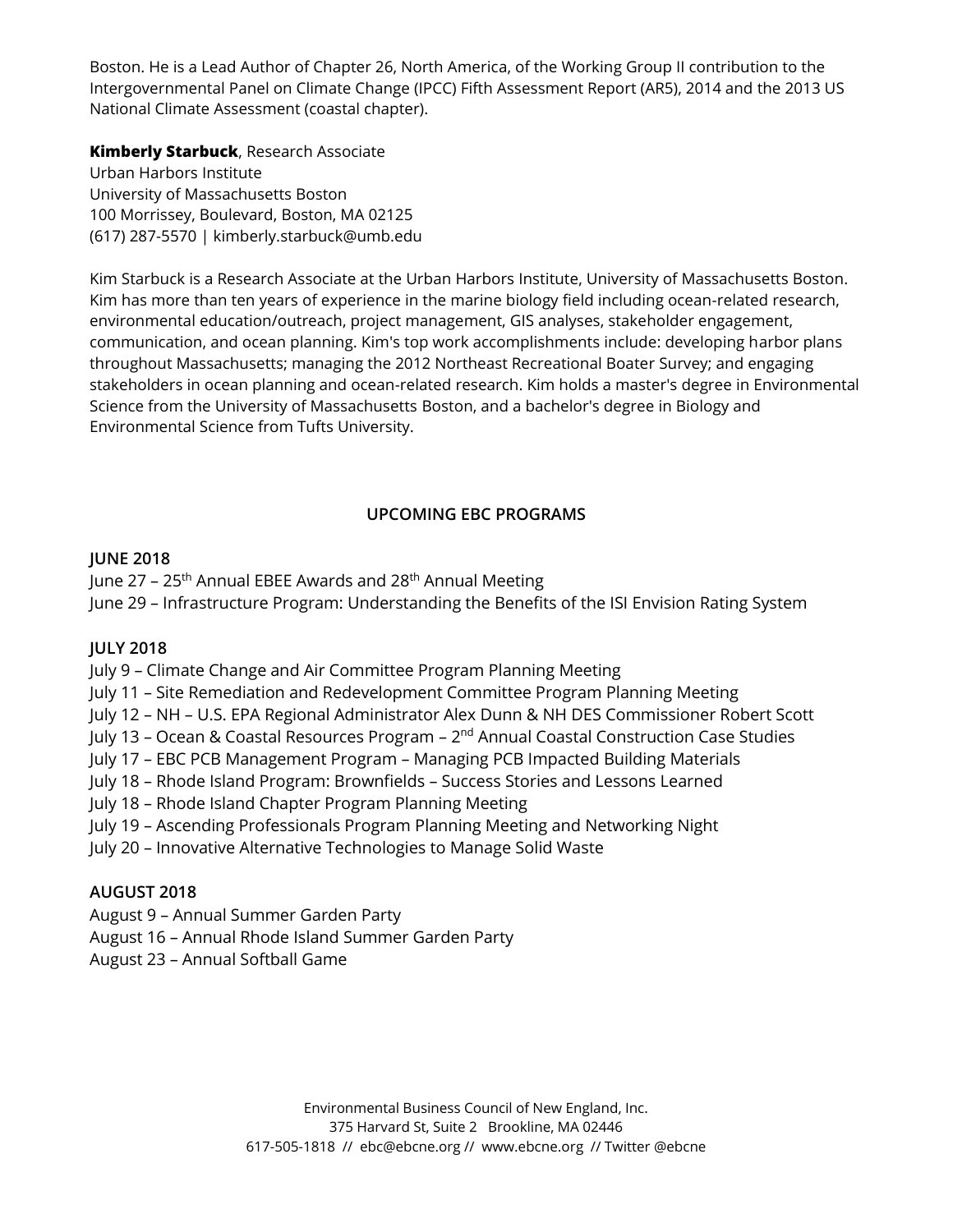Boston. He is a Lead Author of Chapter 26, North America, of the Working Group II contribution to the Intergovernmental Panel on Climate Change (IPCC) Fifth Assessment Report (AR5), 2014 and the 2013 US National Climate Assessment (coastal chapter).

**Kimberly Starbuck**, Research Associate
Urban Harbors Institute
University of Massachusetts Boston
100 Morrissey, Boulevard, Boston, MA 02125
(617) 287-5570 | kimberly.starbuck@umb.edu

Kim Starbuck is a Research Associate at the Urban Harbors Institute, University of Massachusetts Boston. Kim has more than ten years of experience in the marine biology field including ocean-related research, environmental education/outreach, project management, GIS analyses, stakeholder engagement, communication, and ocean planning. Kim's top work accomplishments include: developing harbor plans throughout Massachusetts; managing the 2012 Northeast Recreational Boater Survey; and engaging stakeholders in ocean planning and ocean-related research. Kim holds a master's degree in Environmental Science from the University of Massachusetts Boston, and a bachelor's degree in Biology and Environmental Science from Tufts University.

## UPCOMING EBC PROGRAMS

**JUNE 2018**

June 27 – 25th Annual EBEE Awards and 28th Annual Meeting
June 29 – Infrastructure Program: Understanding the Benefits of the ISI Envision Rating System

**JULY 2018**

July 9 – Climate Change and Air Committee Program Planning Meeting
July 11 – Site Remediation and Redevelopment Committee Program Planning Meeting
July 12 – NH – U.S. EPA Regional Administrator Alex Dunn & NH DES Commissioner Robert Scott
July 13 – Ocean & Coastal Resources Program – 2nd Annual Coastal Construction Case Studies
July 17 – EBC PCB Management Program – Managing PCB Impacted Building Materials
July 18 – Rhode Island Program: Brownfields – Success Stories and Lessons Learned
July 18 – Rhode Island Chapter Program Planning Meeting
July 19 – Ascending Professionals Program Planning Meeting and Networking Night
July 20 – Innovative Alternative Technologies to Manage Solid Waste

**AUGUST 2018**

August 9 – Annual Summer Garden Party
August 16 – Annual Rhode Island Summer Garden Party
August 23 – Annual Softball Game

Environmental Business Council of New England, Inc.
375 Harvard St, Suite 2 Brookline, MA 02446
617-505-1818 // ebc@ebcne.org // www.ebcne.org // Twitter @ebcne